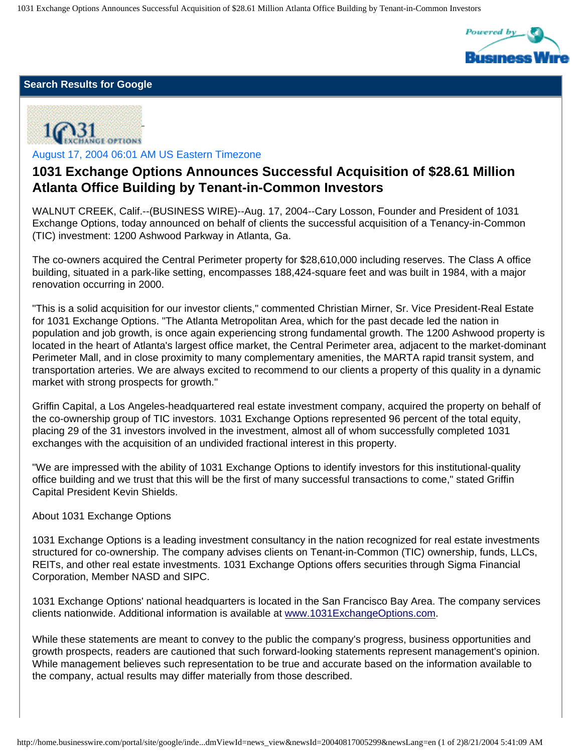Search Results for Google

August 17, 2004 06:01 AM US Eastern Timezone

# 1031 Exchange Options Announces Successful Acquisition of $28.61 Million Atlanta Office Building by Tenant-in-Common Investors

WALNUT CREEK, Calif.--(BUSINESS WIRE)--Aug. 17, 2004--Cary Losson, Founder and President of 1031 Exchange Options, today announced on behalf of clients the successful acquisition of a Tenancy-in-Common (TIC) investment: 1200 Ashwood Parkway in Atlanta, Ga.

The co-owners acquired the Central Perimeter property for $28,610,000 including reserves. The Class A office building, situated in a park-like setting, encompasses 188,424-square feet and was built in 1984, with a major renovation occurring in 2000.

"This is a solid acquisition for our investor clients," commented Christian Mirner, Sr. Vice President-Real Estate for 1031 Exchange Options. "The Atlanta Metropolitan Area, which for the past decade led the nation in population and job growth, is once again experiencing strong fundamental growth. The 1200 Ashwood property is located in the heart of Atlanta's largest office market, the Central Perimeter area, adjacent to the market-dominant Perimeter Mall, and in close proximity to many complementary amenities, the MARTA rapid transit system, and transportation arteries. We are always excited to recommend to our clients a property of this quality in a dynamic market with strong prospects for growth."

Griffin Capital, a Los Angeles-headquartered real estate investment company, acquired the property on behalf of the co-ownership group of TIC investors. 1031 Exchange Options represented 96 percent of the total equity, placing 29 of the 31 investors involved in the investment, almost all of whom successfully completed 1031 exchanges with the acquisition of an undivided fractional interest in this property.

"We are impressed with the ability of 1031 Exchange Options to identify investors for this institutional-quality office building and we trust that this will be the first of many successful transactions to come," stated Griffin Capital President Kevin Shields.

About 1031 Exchange Options

1031 Exchange Options is a leading investment consultancy in the nation recognized for real estate investments structured for co-ownership. The company advises clients on Tenant-in-Common (TIC) ownership, funds, LLCs, REITs, and other real estate investments. 1031 Exchange Options offers securities through Sigma Financial Corporation, Member NASD and SIPC.

1031 Exchange Options' national headquarters is located in the San Francisco Bay Area. The company services clients nationwide. Additional information is available at www.1031ExchangeOptions.com.

While these statements are meant to convey to the public the company's progress, business opportunities and growth prospects, readers are cautioned that such forward-looking statements represent management's opinion. While management believes such representation to be true and accurate based on the information available to the company, actual results may differ materially from those described.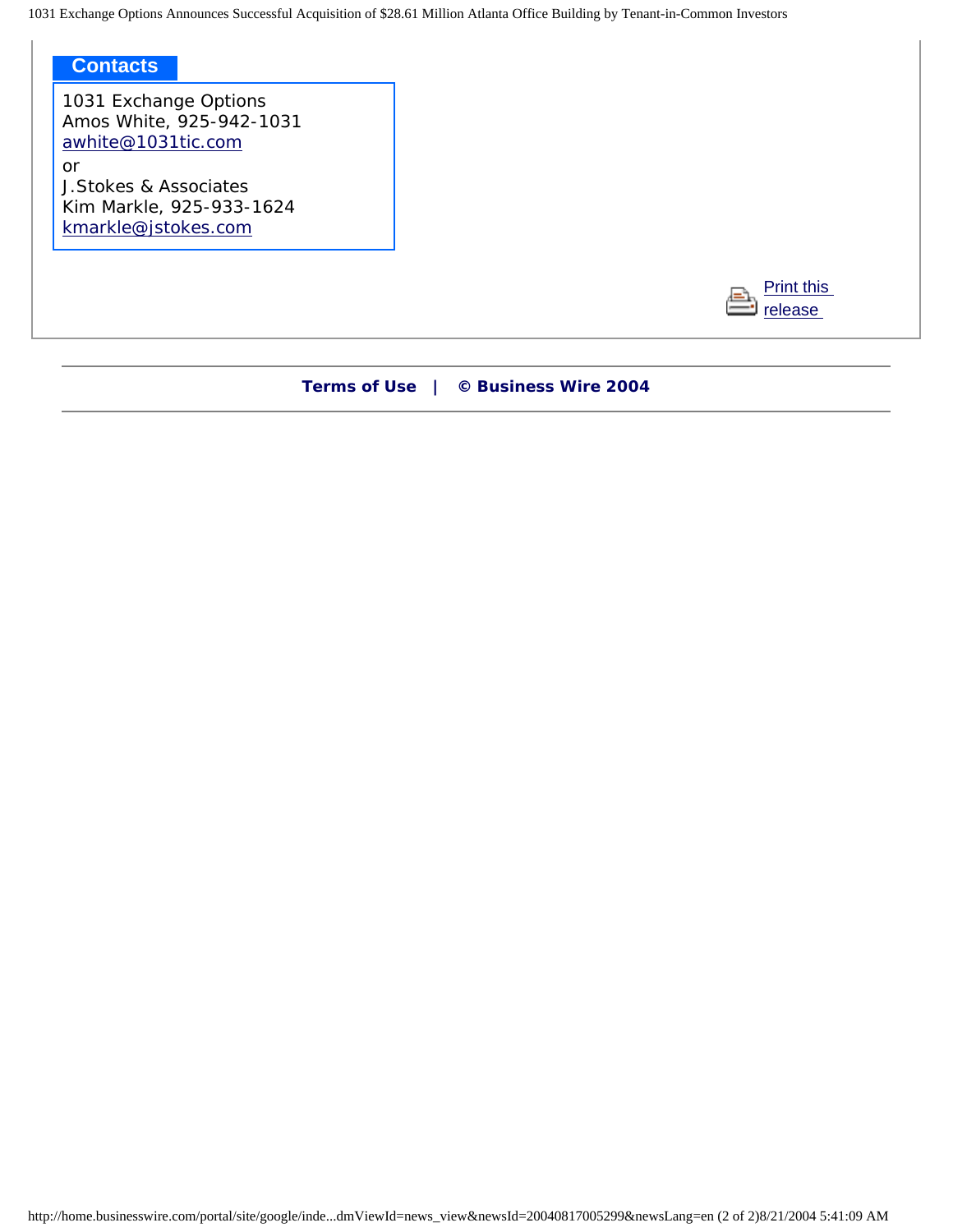## Contacts

1031 Exchange Options
Amos White, 925-942-1031
awhite@1031tic.com
or
J.Stokes & Associates
Kim Markle, 925-933-1624
kmarkle@jstokes.com

Print this release

**Terms of Use | © Business Wire 2004**